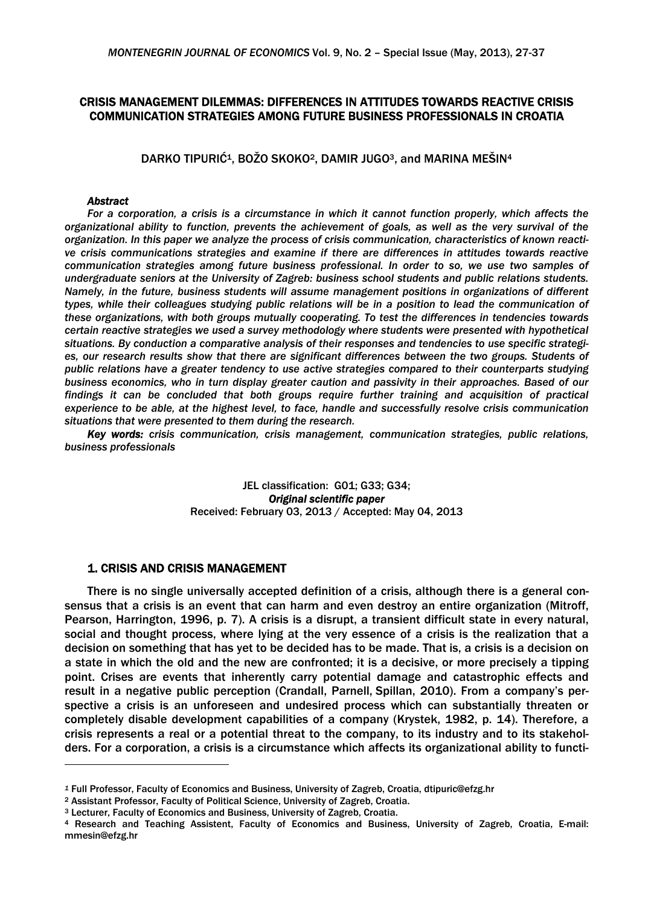# CRISIS MANAGEMENT DILEMMAS: DIFFERENCES IN ATTITUDES TOWARDS REACTIVE CRISIS COMMUNICATION STRATEGIES AMONG FUTURE BUSINESS PROFESSIONALS IN CROATIA

DARKO TIPURIĆ[1], BOŽO SKOKO[2], DAMIR JUGO[3], and MARINA MEŠIN[4]

***Abstract***

*For a corporation, a crisis is a circumstance in which it cannot function properly, which affects the organizational ability to function, prevents the achievement of goals, as well as the very survival of the organization. In this paper we analyze the process of crisis communication, characteristics of known reactive crisis communications strategies and examine if there are differences in attitudes towards reactive communication strategies among future business professional. In order to so, we use two samples of undergraduate seniors at the University of Zagreb: business school students and public relations students. Namely, in the future, business students will assume management positions in organizations of different types, while their colleagues studying public relations will be in a position to lead the communication of these organizations, with both groups mutually cooperating. To test the differences in tendencies towards certain reactive strategies we used a survey methodology where students were presented with hypothetical situations. By conduction a comparative analysis of their responses and tendencies to use specific strategies, our research results show that there are significant differences between the two groups. Students of public relations have a greater tendency to use active strategies compared to their counterparts studying business economics, who in turn display greater caution and passivity in their approaches. Based of our findings it can be concluded that both groups require further training and acquisition of practical experience to be able, at the highest level, to face, handle and successfully resolve crisis communication situations that were presented to them during the research.*

***Key words:*** *crisis communication, crisis management, communication strategies, public relations, business professionals*

JEL classification: G01; G33; G34;
***Original scientific paper***
Received: February 03, 2013 / Accepted: May 04, 2013

## 1. CRISIS AND CRISIS MANAGEMENT

There is no single universally accepted definition of a crisis, although there is a general consensus that a crisis is an event that can harm and even destroy an entire organization (Mitroff, Pearson, Harrington, 1996, p. 7). A crisis is a disrupt, a transient difficult state in every natural, social and thought process, where lying at the very essence of a crisis is the realization that a decision on something that has yet to be decided has to be made. That is, a crisis is a decision on a state in which the old and the new are confronted; it is a decisive, or more precisely a tipping point. Crises are events that inherently carry potential damage and catastrophic effects and result in a negative public perception (Crandall, Parnell, Spillan, 2010). From a company's perspective a crisis is an unforeseen and undesired process which can substantially threaten or completely disable development capabilities of a company (Krystek, 1982, p. 14). Therefore, a crisis represents a real or a potential threat to the company, to its industry and to its stakeholders. For a corporation, a crisis is a circumstance which affects its organizational ability to functi-

---

[1] Full Professor, Faculty of Economics and Business, University of Zagreb, Croatia, dtipuric@efzg.hr

[2] Assistant Professor, Faculty of Political Science, University of Zagreb, Croatia.

[3] Lecturer, Faculty of Economics and Business, University of Zagreb, Croatia.

[4] Research and Teaching Assistent, Faculty of Economics and Business, University of Zagreb, Croatia, E-mail: mmesin@efzg.hr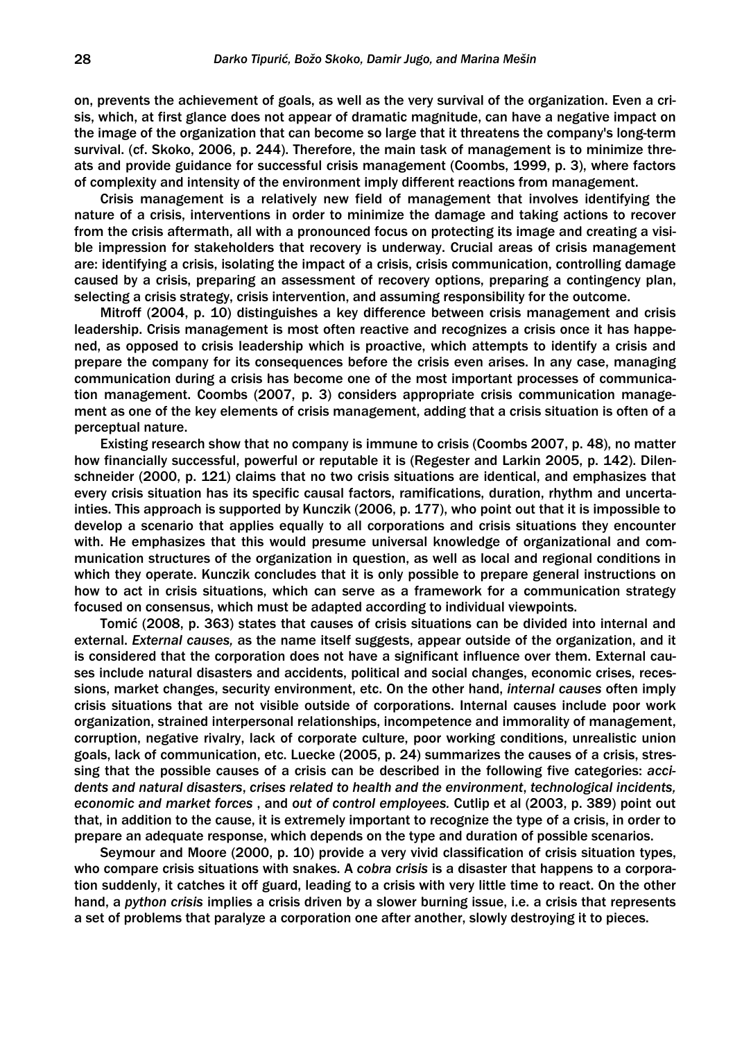on, prevents the achievement of goals, as well as the very survival of the organization. Even a crisis, which, at first glance does not appear of dramatic magnitude, can have a negative impact on the image of the organization that can become so large that it threatens the company's long-term survival. (cf. Skoko, 2006, p. 244). Therefore, the main task of management is to minimize threats and provide guidance for successful crisis management (Coombs, 1999, p. 3), where factors of complexity and intensity of the environment imply different reactions from management.

Crisis management is a relatively new field of management that involves identifying the nature of a crisis, interventions in order to minimize the damage and taking actions to recover from the crisis aftermath, all with a pronounced focus on protecting its image and creating a visible impression for stakeholders that recovery is underway. Crucial areas of crisis management are: identifying a crisis, isolating the impact of a crisis, crisis communication, controlling damage caused by a crisis, preparing an assessment of recovery options, preparing a contingency plan, selecting a crisis strategy, crisis intervention, and assuming responsibility for the outcome.

Mitroff (2004, p. 10) distinguishes a key difference between crisis management and crisis leadership. Crisis management is most often reactive and recognizes a crisis once it has happened, as opposed to crisis leadership which is proactive, which attempts to identify a crisis and prepare the company for its consequences before the crisis even arises. In any case, managing communication during a crisis has become one of the most important processes of communication management. Coombs (2007, p. 3) considers appropriate crisis communication management as one of the key elements of crisis management, adding that a crisis situation is often of a perceptual nature.

Existing research show that no company is immune to crisis (Coombs 2007, p. 48), no matter how financially successful, powerful or reputable it is (Regester and Larkin 2005, p. 142). Dilenschneider (2000, p. 121) claims that no two crisis situations are identical, and emphasizes that every crisis situation has its specific causal factors, ramifications, duration, rhythm and uncertainties. This approach is supported by Kunczik (2006, p. 177), who point out that it is impossible to develop a scenario that applies equally to all corporations and crisis situations they encounter with. He emphasizes that this would presume universal knowledge of organizational and communication structures of the organization in question, as well as local and regional conditions in which they operate. Kunczik concludes that it is only possible to prepare general instructions on how to act in crisis situations, which can serve as a framework for a communication strategy focused on consensus, which must be adapted according to individual viewpoints.

Tomić (2008, p. 363) states that causes of crisis situations can be divided into internal and external. *External causes,* as the name itself suggests, appear outside of the organization, and it is considered that the corporation does not have a significant influence over them. External causes include natural disasters and accidents, political and social changes, economic crises, recessions, market changes, security environment, etc. On the other hand, *internal causes* often imply crisis situations that are not visible outside of corporations. Internal causes include poor work organization, strained interpersonal relationships, incompetence and immorality of management, corruption, negative rivalry, lack of corporate culture, poor working conditions, unrealistic union goals, lack of communication, etc. Luecke (2005, p. 24) summarizes the causes of a crisis, stressing that the possible causes of a crisis can be described in the following five categories: *accidents and natural disasters*, *crises related to health and the environment*, *technological incidents, economic and market forces* , and *out of control employees.* Cutlip et al (2003, p. 389) point out that, in addition to the cause, it is extremely important to recognize the type of a crisis, in order to prepare an adequate response, which depends on the type and duration of possible scenarios.

Seymour and Moore (2000, p. 10) provide a very vivid classification of crisis situation types, who compare crisis situations with snakes. A *cobra crisis* is a disaster that happens to a corporation suddenly, it catches it off guard, leading to a crisis with very little time to react. On the other hand, a *python crisis* implies a crisis driven by a slower burning issue, i.e. a crisis that represents a set of problems that paralyze a corporation one after another, slowly destroying it to pieces.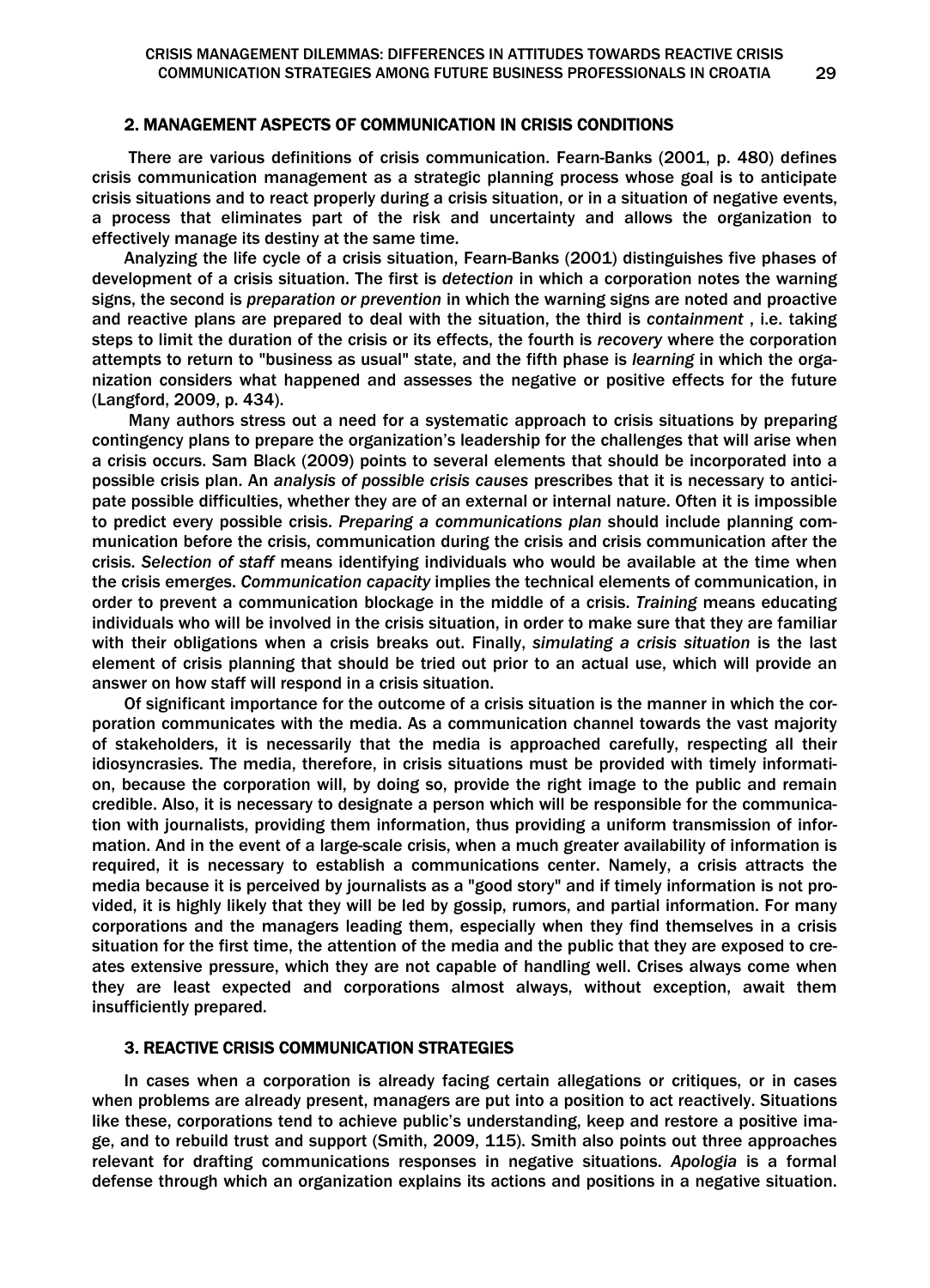## 2. MANAGEMENT ASPECTS OF COMMUNICATION IN CRISIS CONDITIONS

There are various definitions of crisis communication. Fearn-Banks (2001, p. 480) defines crisis communication management as a strategic planning process whose goal is to anticipate crisis situations and to react properly during a crisis situation, or in a situation of negative events, a process that eliminates part of the risk and uncertainty and allows the organization to effectively manage its destiny at the same time.

Analyzing the life cycle of a crisis situation, Fearn-Banks (2001) distinguishes five phases of development of a crisis situation. The first is *detection* in which a corporation notes the warning signs, the second is *preparation or prevention* in which the warning signs are noted and proactive and reactive plans are prepared to deal with the situation, the third is *containment* , i.e. taking steps to limit the duration of the crisis or its effects, the fourth is *recovery* where the corporation attempts to return to "business as usual" state, and the fifth phase is *learning* in which the organization considers what happened and assesses the negative or positive effects for the future (Langford, 2009, p. 434).

Many authors stress out a need for a systematic approach to crisis situations by preparing contingency plans to prepare the organization's leadership for the challenges that will arise when a crisis occurs. Sam Black (2009) points to several elements that should be incorporated into a possible crisis plan. An *analysis of possible crisis causes* prescribes that it is necessary to anticipate possible difficulties, whether they are of an external or internal nature. Often it is impossible to predict every possible crisis. *Preparing a communications plan* should include planning communication before the crisis, communication during the crisis and crisis communication after the crisis. *Selection of staff* means identifying individuals who would be available at the time when the crisis emerges. *Communication capacity* implies the technical elements of communication, in order to prevent a communication blockage in the middle of a crisis. *Training* means educating individuals who will be involved in the crisis situation, in order to make sure that they are familiar with their obligations when a crisis breaks out. Finally, *simulating a crisis situation* is the last element of crisis planning that should be tried out prior to an actual use, which will provide an answer on how staff will respond in a crisis situation.

Of significant importance for the outcome of a crisis situation is the manner in which the corporation communicates with the media. As a communication channel towards the vast majority of stakeholders, it is necessarily that the media is approached carefully, respecting all their idiosyncrasies. The media, therefore, in crisis situations must be provided with timely information, because the corporation will, by doing so, provide the right image to the public and remain credible. Also, it is necessary to designate a person which will be responsible for the communication with journalists, providing them information, thus providing a uniform transmission of information. And in the event of a large-scale crisis, when a much greater availability of information is required, it is necessary to establish a communications center. Namely, a crisis attracts the media because it is perceived by journalists as a "good story" and if timely information is not provided, it is highly likely that they will be led by gossip, rumors, and partial information. For many corporations and the managers leading them, especially when they find themselves in a crisis situation for the first time, the attention of the media and the public that they are exposed to creates extensive pressure, which they are not capable of handling well. Crises always come when they are least expected and corporations almost always, without exception, await them insufficiently prepared.

## 3. REACTIVE CRISIS COMMUNICATION STRATEGIES

In cases when a corporation is already facing certain allegations or critiques, or in cases when problems are already present, managers are put into a position to act reactively. Situations like these, corporations tend to achieve public's understanding, keep and restore a positive image, and to rebuild trust and support (Smith, 2009, 115). Smith also points out three approaches relevant for drafting communications responses in negative situations. *Apologia* is a formal defense through which an organization explains its actions and positions in a negative situation.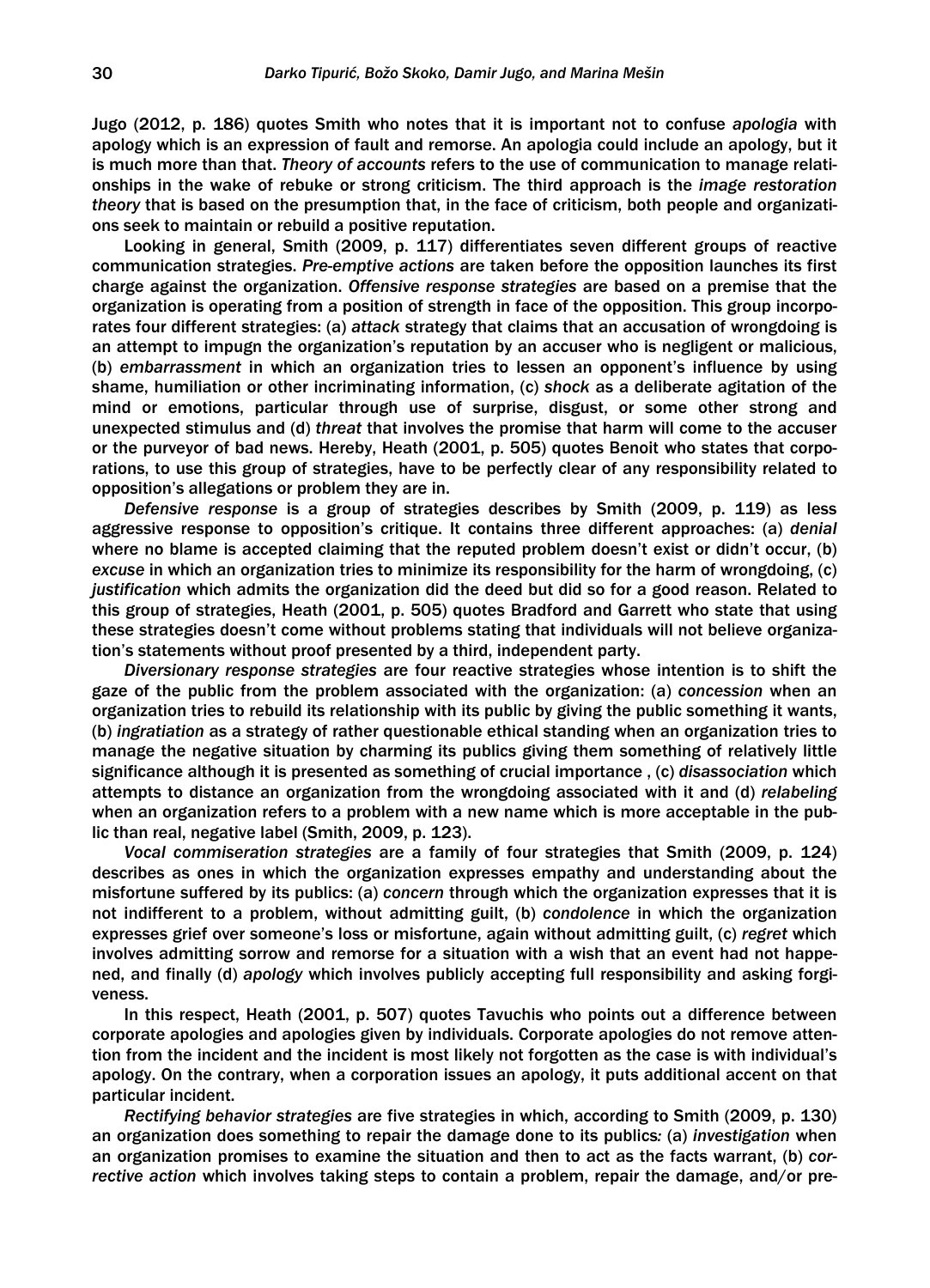Jugo (2012, p. 186) quotes Smith who notes that it is important not to confuse *apologia* with apology which is an expression of fault and remorse. An apologia could include an apology, but it is much more than that. *Theory of accounts* refers to the use of communication to manage relationships in the wake of rebuke or strong criticism. The third approach is the *image restoration theory* that is based on the presumption that, in the face of criticism, both people and organizations seek to maintain or rebuild a positive reputation.

Looking in general, Smith (2009, p. 117) differentiates seven different groups of reactive communication strategies. *Pre-emptive actions* are taken before the opposition launches its first charge against the organization. *Offensive response strategies* are based on a premise that the organization is operating from a position of strength in face of the opposition. This group incorporates four different strategies: (a) *attack* strategy that claims that an accusation of wrongdoing is an attempt to impugn the organization's reputation by an accuser who is negligent or malicious, (b) *embarrassment* in which an organization tries to lessen an opponent's influence by using shame, humiliation or other incriminating information, (c) *shock* as a deliberate agitation of the mind or emotions, particular through use of surprise, disgust, or some other strong and unexpected stimulus and (d) *threat* that involves the promise that harm will come to the accuser or the purveyor of bad news. Hereby, Heath (2001, p. 505) quotes Benoit who states that corporations, to use this group of strategies, have to be perfectly clear of any responsibility related to opposition's allegations or problem they are in.

*Defensive response* is a group of strategies describes by Smith (2009, p. 119) as less aggressive response to opposition's critique. It contains three different approaches: (a) *denial* where no blame is accepted claiming that the reputed problem doesn't exist or didn't occur, (b) *excuse* in which an organization tries to minimize its responsibility for the harm of wrongdoing, (c) *justification* which admits the organization did the deed but did so for a good reason. Related to this group of strategies, Heath (2001, p. 505) quotes Bradford and Garrett who state that using these strategies doesn't come without problems stating that individuals will not believe organization's statements without proof presented by a third, independent party.

*Diversionary response strategies* are four reactive strategies whose intention is to shift the gaze of the public from the problem associated with the organization: (a) *concession* when an organization tries to rebuild its relationship with its public by giving the public something it wants, (b) *ingratiation* as a strategy of rather questionable ethical standing when an organization tries to manage the negative situation by charming its publics giving them something of relatively little significance although it is presented as something of crucial importance , (c) *disassociation* which attempts to distance an organization from the wrongdoing associated with it and (d) *relabeling* when an organization refers to a problem with a new name which is more acceptable in the public than real, negative label (Smith, 2009, p. 123).

*Vocal commiseration strategies* are a family of four strategies that Smith (2009, p. 124) describes as ones in which the organization expresses empathy and understanding about the misfortune suffered by its publics: (a) *concern* through which the organization expresses that it is not indifferent to a problem, without admitting guilt, (b) *condolence* in which the organization expresses grief over someone's loss or misfortune, again without admitting guilt, (c) *regret* which involves admitting sorrow and remorse for a situation with a wish that an event had not happened, and finally (d) *apology* which involves publicly accepting full responsibility and asking forgiveness.

In this respect, Heath (2001, p. 507) quotes Tavuchis who points out a difference between corporate apologies and apologies given by individuals. Corporate apologies do not remove attention from the incident and the incident is most likely not forgotten as the case is with individual's apology. On the contrary, when a corporation issues an apology, it puts additional accent on that particular incident.

*Rectifying behavior strategies* are five strategies in which, according to Smith (2009, p. 130) an organization does something to repair the damage done to its publics: (a) *investigation* when an organization promises to examine the situation and then to act as the facts warrant, (b) *corrective action* which involves taking steps to contain a problem, repair the damage, and/or pre-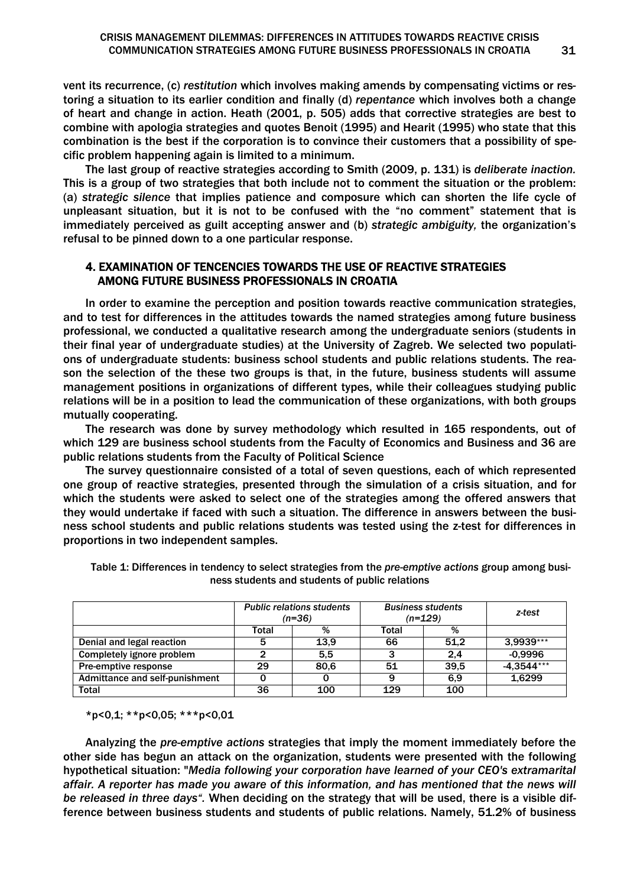vent its recurrence, (c) *restitution* which involves making amends by compensating victims or restoring a situation to its earlier condition and finally (d) *repentance* which involves both a change of heart and change in action. Heath (2001, p. 505) adds that corrective strategies are best to combine with apologia strategies and quotes Benoit (1995) and Hearit (1995) who state that this combination is the best if the corporation is to convince their customers that a possibility of specific problem happening again is limited to a minimum.

The last group of reactive strategies according to Smith (2009, p. 131) is *deliberate inaction.* This is a group of two strategies that both include not to comment the situation or the problem: (a) *strategic silence* that implies patience and composure which can shorten the life cycle of unpleasant situation, but it is not to be confused with the "no comment" statement that is immediately perceived as guilt accepting answer and (b) *strategic ambiguity,* the organization's refusal to be pinned down to a one particular response.

## 4. EXAMINATION OF TENCENCIES TOWARDS THE USE OF REACTIVE STRATEGIES AMONG FUTURE BUSINESS PROFESSIONALS IN CROATIA

In order to examine the perception and position towards reactive communication strategies, and to test for differences in the attitudes towards the named strategies among future business professional, we conducted a qualitative research among the undergraduate seniors (students in their final year of undergraduate studies) at the University of Zagreb. We selected two populations of undergraduate students: business school students and public relations students. The reason the selection of the these two groups is that, in the future, business students will assume management positions in organizations of different types, while their colleagues studying public relations will be in a position to lead the communication of these organizations, with both groups mutually cooperating.

The research was done by survey methodology which resulted in 165 respondents, out of which 129 are business school students from the Faculty of Economics and Business and 36 are public relations students from the Faculty of Political Science

The survey questionnaire consisted of a total of seven questions, each of which represented one group of reactive strategies, presented through the simulation of a crisis situation, and for which the students were asked to select one of the strategies among the offered answers that they would undertake if faced with such a situation. The difference in answers between the business school students and public relations students was tested using the z-test for differences in proportions in two independent samples.

Table 1: Differences in tendency to select strategies from the *pre-emptive actions* group among business students and students of public relations

| | *Public relations students (n=36)* | | *Business students (n=129)* | | *z-test* |
|---|---|---|---|---|---|
| | Total | % | Total | % | |
| Denial and legal reaction | 5 | 13,9 | 66 | 51,2 | 3,9939*** |
| Completely ignore problem | 2 | 5,5 | 3 | 2,4 | -0,9996 |
| Pre-emptive response | 29 | 80,6 | 51 | 39,5 | -4,3544*** |
| Admittance and self-punishment | 0 | 0 | 9 | 6,9 | 1,6299 |
| Total | 36 | 100 | 129 | 100 | |

*p<0,1; **p<0,05; ***p<0,01

Analyzing the *pre-emptive actions* strategies that imply the moment immediately before the other side has begun an attack on the organization, students were presented with the following hypothetical situation: "*Media following your corporation have learned of your CEO's extramarital affair. A reporter has made you aware of this information, and has mentioned that the news will be released in three days".* When deciding on the strategy that will be used, there is a visible difference between business students and students of public relations. Namely, 51.2% of business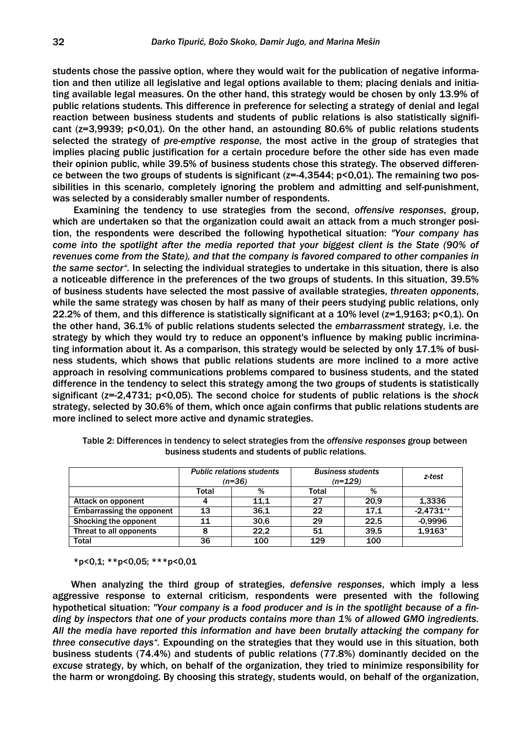students chose the passive option, where they would wait for the publication of negative information and then utilize all legislative and legal options available to them; placing denials and initiating available legal measures. On the other hand, this strategy would be chosen by only 13.9% of public relations students. This difference in preference for selecting a strategy of denial and legal reaction between business students and students of public relations is also statistically significant ($z=3{,}9939$; $p<0{,}01$). On the other hand, an astounding 80.6% of public relations students selected the strategy of *pre-emptive response*, the most active in the group of strategies that implies placing public justification for a certain procedure before the other side has even made their opinion public, while 39.5% of business students chose this strategy. The observed difference between the two groups of students is significant ($z=-4{,}3544$; $p<0{,}01$). The remaining two possibilities in this scenario, completely ignoring the problem and admitting and self-punishment, was selected by a considerably smaller number of respondents.

Examining the tendency to use strategies from the second, *offensive responses*, group, which are undertaken so that the organization could await an attack from a much stronger position, the respondents were described the following hypothetical situation: *"Your company has come into the spotlight after the media reported that your biggest client is the State (90% of revenues come from the State), and that the company is favored compared to other companies in the same sector"*. In selecting the individual strategies to undertake in this situation, there is also a noticeable difference in the preferences of the two groups of students. In this situation, 39.5% of business students have selected the most passive of available strategies, *threaten opponents*, while the same strategy was chosen by half as many of their peers studying public relations, only 22.2% of them, and this difference is statistically significant at a 10% level ($z=1{,}9163$; $p<0{,}1$). On the other hand, 36.1% of public relations students selected the *embarrassment* strategy, i.e. the strategy by which they would try to reduce an opponent's influence by making public incriminating information about it. As a comparison, this strategy would be selected by only 17.1% of business students, which shows that public relations students are more inclined to a more active approach in resolving communications problems compared to business students, and the stated difference in the tendency to select this strategy among the two groups of students is statistically significant ($z=-2{,}4731$; $p<0{,}05$). The second choice for students of public relations is the *shock* strategy, selected by 30.6% of them, which once again confirms that public relations students are more inclined to select more active and dynamic strategies.

Table 2: Differences in tendency to select strategies from the *offensive responses* group between business students and students of public relations.

| | *Public relations students (n=36)* | | *Business students (n=129)* | | *z-test* |
|---|---|---|---|---|---|
| | Total | % | Total | % | |
| Attack on opponent | 4 | 11,1 | 27 | 20,9 | 1,3336 |
| Embarrassing the opponent | 13 | 36,1 | 22 | 17,1 | -2,4731** |
| Shocking the opponent | 11 | 30,6 | 29 | 22,5 | -0,9996 |
| Threat to all opponents | 8 | 22,2 | 51 | 39,5 | 1,9163* |
| Total | 36 | 100 | 129 | 100 | |

*p<0,1; **p<0,05; ***p<0,01

When analyzing the third group of strategies, *defensive responses*, which imply a less aggressive response to external criticism, respondents were presented with the following hypothetical situation: *"Your company is a food producer and is in the spotlight because of a finding by inspectors that one of your products contains more than 1% of allowed GMO ingredients. All the media have reported this information and have been brutally attacking the company for three consecutive days"*. Expounding on the strategies that they would use in this situation, both business students (74.4%) and students of public relations (77.8%) dominantly decided on the *excuse* strategy, by which, on behalf of the organization, they tried to minimize responsibility for the harm or wrongdoing. By choosing this strategy, students would, on behalf of the organization,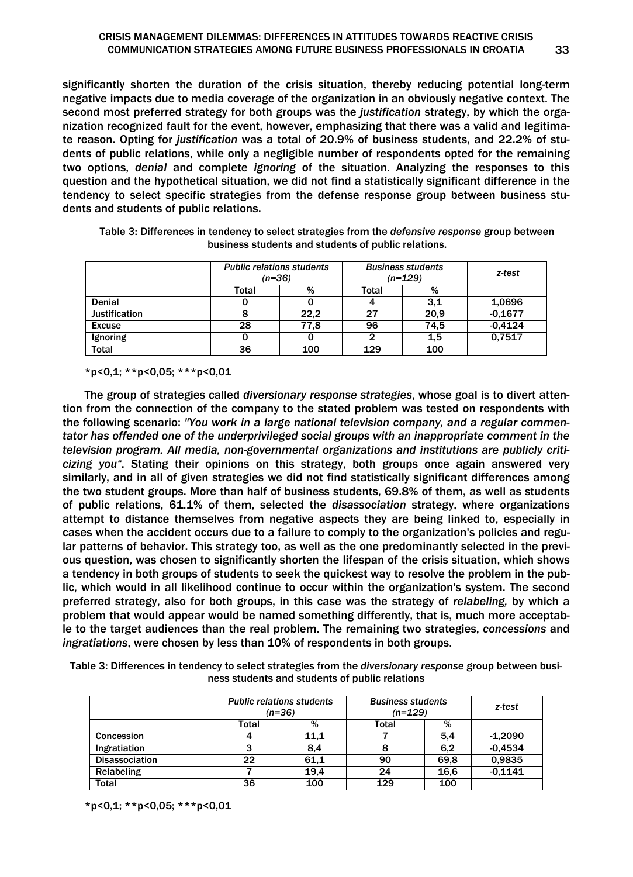significantly shorten the duration of the crisis situation, thereby reducing potential long-term negative impacts due to media coverage of the organization in an obviously negative context. The second most preferred strategy for both groups was the *justification* strategy, by which the organization recognized fault for the event, however, emphasizing that there was a valid and legitimate reason. Opting for *justification* was a total of 20.9% of business students, and 22.2% of students of public relations, while only a negligible number of respondents opted for the remaining two options, *denial* and complete *ignoring* of the situation. Analyzing the responses to this question and the hypothetical situation, we did not find a statistically significant difference in the tendency to select specific strategies from the defense response group between business students and students of public relations.

Table 3: Differences in tendency to select strategies from the *defensive response* group between business students and students of public relations.

| | *Public relations students (n=36)* | | *Business students (n=129)* | | *z-test* |
|---|---|---|---|---|---|
| | Total | % | Total | % | |
| Denial | 0 | 0 | 4 | 3,1 | 1,0696 |
| Justification | 8 | 22,2 | 27 | 20,9 | -0,1677 |
| Excuse | 28 | 77,8 | 96 | 74,5 | -0,4124 |
| Ignoring | 0 | 0 | 2 | 1,5 | 0,7517 |
| Total | 36 | 100 | 129 | 100 | |

*p<0,1; **p<0,05; ***p<0,01

The group of strategies called *diversionary response strategies*, whose goal is to divert attention from the connection of the company to the stated problem was tested on respondents with the following scenario: *"You work in a large national television company, and a regular commentator has offended one of the underprivileged social groups with an inappropriate comment in the television program. All media, non-governmental organizations and institutions are publicly criticizing you"*. Stating their opinions on this strategy, both groups once again answered very similarly, and in all of given strategies we did not find statistically significant differences among the two student groups. More than half of business students, 69.8% of them, as well as students of public relations, 61.1% of them, selected the *disassociation* strategy, where organizations attempt to distance themselves from negative aspects they are being linked to, especially in cases when the accident occurs due to a failure to comply to the organization's policies and regular patterns of behavior. This strategy too, as well as the one predominantly selected in the previous question, was chosen to significantly shorten the lifespan of the crisis situation, which shows a tendency in both groups of students to seek the quickest way to resolve the problem in the public, which would in all likelihood continue to occur within the organization's system. The second preferred strategy, also for both groups, in this case was the strategy of *relabeling,* by which a problem that would appear would be named something differently, that is, much more acceptable to the target audiences than the real problem. The remaining two strategies, *concessions* and *ingratiations*, were chosen by less than 10% of respondents in both groups.

Table 3: Differences in tendency to select strategies from the *diversionary response* group between business students and students of public relations

| | *Public relations students (n=36)* | | *Business students (n=129)* | | *z-test* |
|---|---|---|---|---|---|
| | Total | % | Total | % | |
| Concession | 4 | 11,1 | 7 | 5,4 | -1,2090 |
| Ingratiation | 3 | 8,4 | 8 | 6,2 | -0,4534 |
| Disassociation | 22 | 61,1 | 90 | 69,8 | 0,9835 |
| Relabeling | 7 | 19,4 | 24 | 16,6 | -0,1141 |
| Total | 36 | 100 | 129 | 100 | |

*p<0,1; **p<0,05; ***p<0,01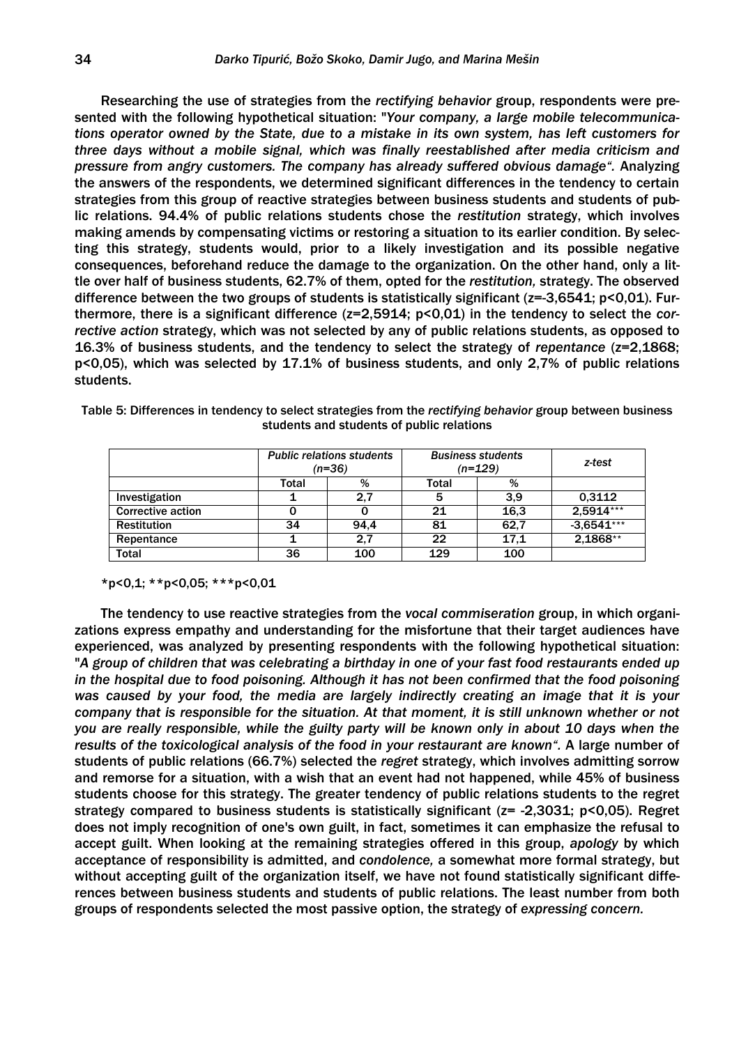Researching the use of strategies from the *rectifying behavior* group, respondents were presented with the following hypothetical situation: "*Your company, a large mobile telecommunications operator owned by the State, due to a mistake in its own system, has left customers for three days without a mobile signal, which was finally reestablished after media criticism and pressure from angry customers. The company has already suffered obvious damage*". Analyzing the answers of the respondents, we determined significant differences in the tendency to certain strategies from this group of reactive strategies between business students and students of public relations. 94.4% of public relations students chose the *restitution* strategy, which involves making amends by compensating victims or restoring a situation to its earlier condition. By selecting this strategy, students would, prior to a likely investigation and its possible negative consequences, beforehand reduce the damage to the organization. On the other hand, only a little over half of business students, 62.7% of them, opted for the *restitution,* strategy. The observed difference between the two groups of students is statistically significant ($z$=-3,6541; $p$<0,01). Furthermore, there is a significant difference ($z$=2,5914; $p$<0,01) in the tendency to select the *corrective action* strategy, which was not selected by any of public relations students, as opposed to 16.3% of business students, and the tendency to select the strategy of *repentance* ($z$=2,1868; $p$<0,05), which was selected by 17.1% of business students, and only 2,7% of public relations students.

Table 5: Differences in tendency to select strategies from the *rectifying behavior* group between business students and students of public relations

| | *Public relations students (n=36)* | | *Business students (n=129)* | | *z-test* |
|---|---|---|---|---|---|
| | Total | % | Total | % | |
| Investigation | 1 | 2,7 | 5 | 3,9 | 0,3112 |
| Corrective action | 0 | 0 | 21 | 16,3 | 2,5914*** |
| Restitution | 34 | 94,4 | 81 | 62,7 | -3,6541*** |
| Repentance | 1 | 2,7 | 22 | 17,1 | 2,1868** |
| Total | 36 | 100 | 129 | 100 | |

*p<0,1; **p<0,05; ***p<0,01

The tendency to use reactive strategies from the *vocal commiseration* group, in which organizations express empathy and understanding for the misfortune that their target audiences have experienced, was analyzed by presenting respondents with the following hypothetical situation: "*A group of children that was celebrating a birthday in one of your fast food restaurants ended up in the hospital due to food poisoning. Although it has not been confirmed that the food poisoning was caused by your food, the media are largely indirectly creating an image that it is your company that is responsible for the situation. At that moment, it is still unknown whether or not you are really responsible, while the guilty party will be known only in about 10 days when the results of the toxicological analysis of the food in your restaurant are known*". A large number of students of public relations (66.7%) selected the *regret* strategy, which involves admitting sorrow and remorse for a situation, with a wish that an event had not happened, while 45% of business students choose for this strategy. The greater tendency of public relations students to the regret strategy compared to business students is statistically significant ($z$= -2,3031; $p$<0,05). Regret does not imply recognition of one's own guilt, in fact, sometimes it can emphasize the refusal to accept guilt. When looking at the remaining strategies offered in this group, *apology* by which acceptance of responsibility is admitted, and *condolence,* a somewhat more formal strategy, but without accepting guilt of the organization itself, we have not found statistically significant differences between business students and students of public relations. The least number from both groups of respondents selected the most passive option, the strategy of *expressing concern.*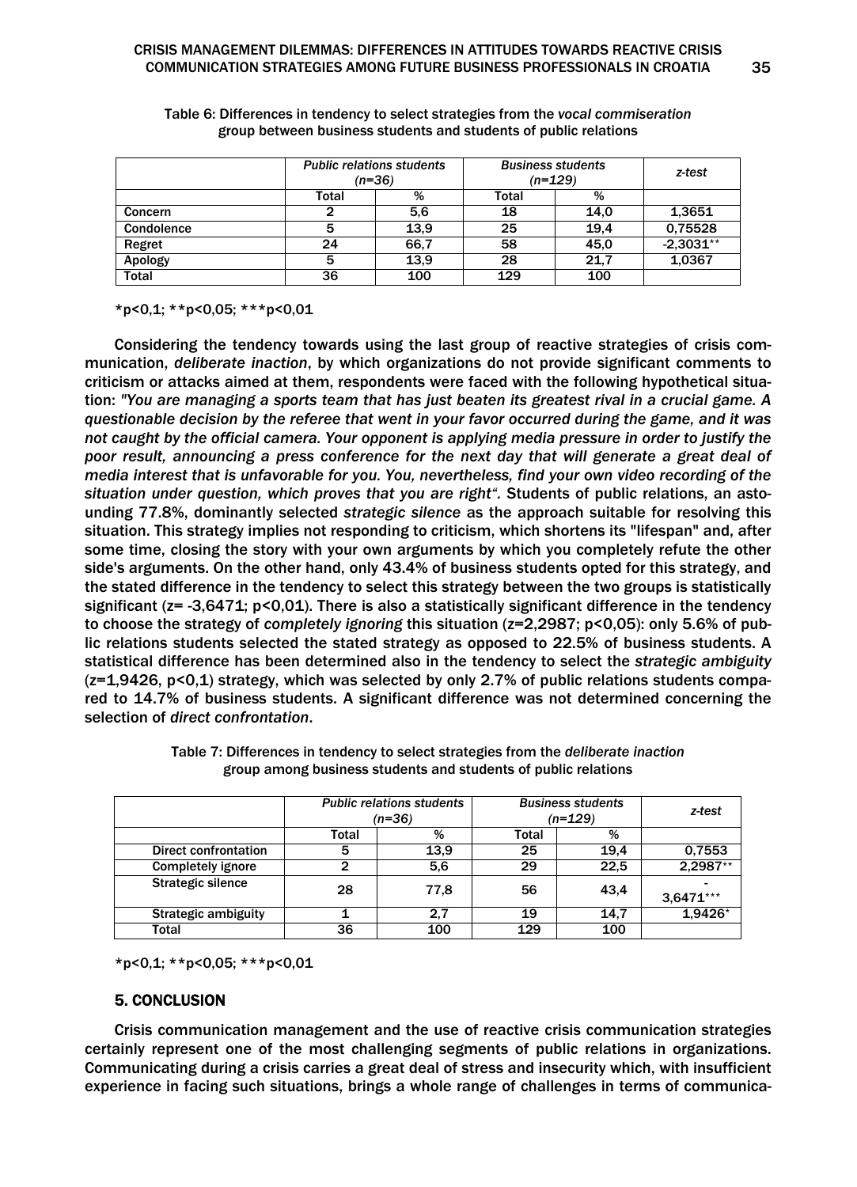Table 6: Differences in tendency to select strategies from the *vocal commiseration* group between business students and students of public relations

| | *Public relations students (n=36)* | | *Business students (n=129)* | | *z-test* |
|---|---|---|---|---|---|
| | Total | % | Total | % | |
| Concern | 2 | 5,6 | 18 | 14,0 | 1,3651 |
| Condolence | 5 | 13,9 | 25 | 19,4 | 0,75528 |
| Regret | 24 | 66,7 | 58 | 45,0 | -2,3031** |
| Apology | 5 | 13,9 | 28 | 21,7 | 1,0367 |
| Total | 36 | 100 | 129 | 100 | |

*p<0,1; **p<0,05; ***p<0,01

Considering the tendency towards using the last group of reactive strategies of crisis communication, *deliberate inaction*, by which organizations do not provide significant comments to criticism or attacks aimed at them, respondents were faced with the following hypothetical situation: *"You are managing a sports team that has just beaten its greatest rival in a crucial game. A questionable decision by the referee that went in your favor occurred during the game, and it was not caught by the official camera. Your opponent is applying media pressure in order to justify the poor result, announcing a press conference for the next day that will generate a great deal of media interest that is unfavorable for you. You, nevertheless, find your own video recording of the situation under question, which proves that you are right".* Students of public relations, an astounding 77.8%, dominantly selected *strategic silence* as the approach suitable for resolving this situation. This strategy implies not responding to criticism, which shortens its "lifespan" and, after some time, closing the story with your own arguments by which you completely refute the other side's arguments. On the other hand, only 43.4% of business students opted for this strategy, and the stated difference in the tendency to select this strategy between the two groups is statistically significant (z= -3,6471; p<0,01). There is also a statistically significant difference in the tendency to choose the strategy of *completely ignoring* this situation (z=2,2987; p<0,05): only 5.6% of public relations students selected the stated strategy as opposed to 22.5% of business students. A statistical difference has been determined also in the tendency to select the *strategic ambiguity* (z=1,9426, p<0,1) strategy, which was selected by only 2.7% of public relations students compared to 14.7% of business students. A significant difference was not determined concerning the selection of *direct confrontation*.

Table 7: Differences in tendency to select strategies from the *deliberate inaction* group among business students and students of public relations

| | *Public relations students (n=36)* | | *Business students (n=129)* | | *z-test* |
|---|---|---|---|---|---|
| | Total | % | Total | % | |
| Direct confrontation | 5 | 13,9 | 25 | 19,4 | 0,7553 |
| Completely ignore | 2 | 5,6 | 29 | 22,5 | 2,2987** |
| Strategic silence | 28 | 77,8 | 56 | 43,4 | -3,6471*** |
| Strategic ambiguity | 1 | 2,7 | 19 | 14,7 | 1,9426* |
| Total | 36 | 100 | 129 | 100 | |

*p<0,1; **p<0,05; ***p<0,01

## 5. CONCLUSION

Crisis communication management and the use of reactive crisis communication strategies certainly represent one of the most challenging segments of public relations in organizations. Communicating during a crisis carries a great deal of stress and insecurity which, with insufficient experience in facing such situations, brings a whole range of challenges in terms of communica-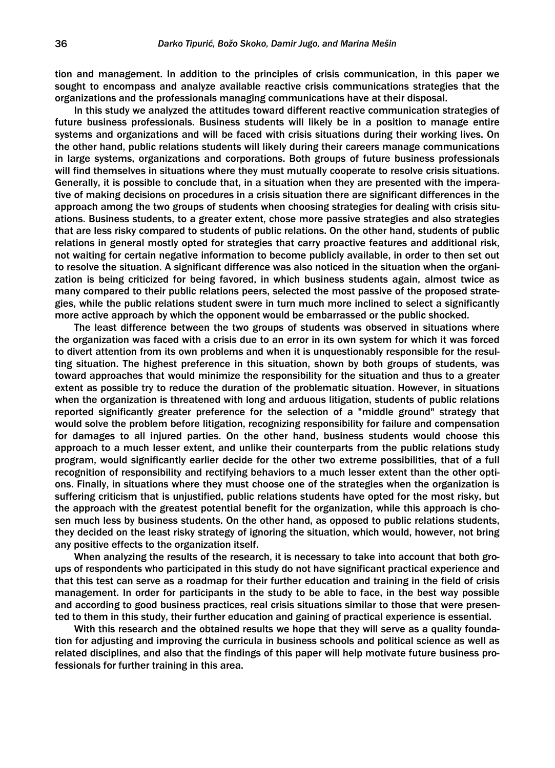tion and management. In addition to the principles of crisis communication, in this paper we sought to encompass and analyze available reactive crisis communications strategies that the organizations and the professionals managing communications have at their disposal.

In this study we analyzed the attitudes toward different reactive communication strategies of future business professionals. Business students will likely be in a position to manage entire systems and organizations and will be faced with crisis situations during their working lives. On the other hand, public relations students will likely during their careers manage communications in large systems, organizations and corporations. Both groups of future business professionals will find themselves in situations where they must mutually cooperate to resolve crisis situations. Generally, it is possible to conclude that, in a situation when they are presented with the imperative of making decisions on procedures in a crisis situation there are significant differences in the approach among the two groups of students when choosing strategies for dealing with crisis situations. Business students, to a greater extent, chose more passive strategies and also strategies that are less risky compared to students of public relations. On the other hand, students of public relations in general mostly opted for strategies that carry proactive features and additional risk, not waiting for certain negative information to become publicly available, in order to then set out to resolve the situation. A significant difference was also noticed in the situation when the organization is being criticized for being favored, in which business students again, almost twice as many compared to their public relations peers, selected the most passive of the proposed strategies, while the public relations student swere in turn much more inclined to select a significantly more active approach by which the opponent would be embarrassed or the public shocked.

The least difference between the two groups of students was observed in situations where the organization was faced with a crisis due to an error in its own system for which it was forced to divert attention from its own problems and when it is unquestionably responsible for the resulting situation. The highest preference in this situation, shown by both groups of students, was toward approaches that would minimize the responsibility for the situation and thus to a greater extent as possible try to reduce the duration of the problematic situation. However, in situations when the organization is threatened with long and arduous litigation, students of public relations reported significantly greater preference for the selection of a "middle ground" strategy that would solve the problem before litigation, recognizing responsibility for failure and compensation for damages to all injured parties. On the other hand, business students would choose this approach to a much lesser extent, and unlike their counterparts from the public relations study program, would significantly earlier decide for the other two extreme possibilities, that of a full recognition of responsibility and rectifying behaviors to a much lesser extent than the other options. Finally, in situations where they must choose one of the strategies when the organization is suffering criticism that is unjustified, public relations students have opted for the most risky, but the approach with the greatest potential benefit for the organization, while this approach is chosen much less by business students. On the other hand, as opposed to public relations students, they decided on the least risky strategy of ignoring the situation, which would, however, not bring any positive effects to the organization itself.

When analyzing the results of the research, it is necessary to take into account that both groups of respondents who participated in this study do not have significant practical experience and that this test can serve as a roadmap for their further education and training in the field of crisis management. In order for participants in the study to be able to face, in the best way possible and according to good business practices, real crisis situations similar to those that were presented to them in this study, their further education and gaining of practical experience is essential.

With this research and the obtained results we hope that they will serve as a quality foundation for adjusting and improving the curricula in business schools and political science as well as related disciplines, and also that the findings of this paper will help motivate future business professionals for further training in this area.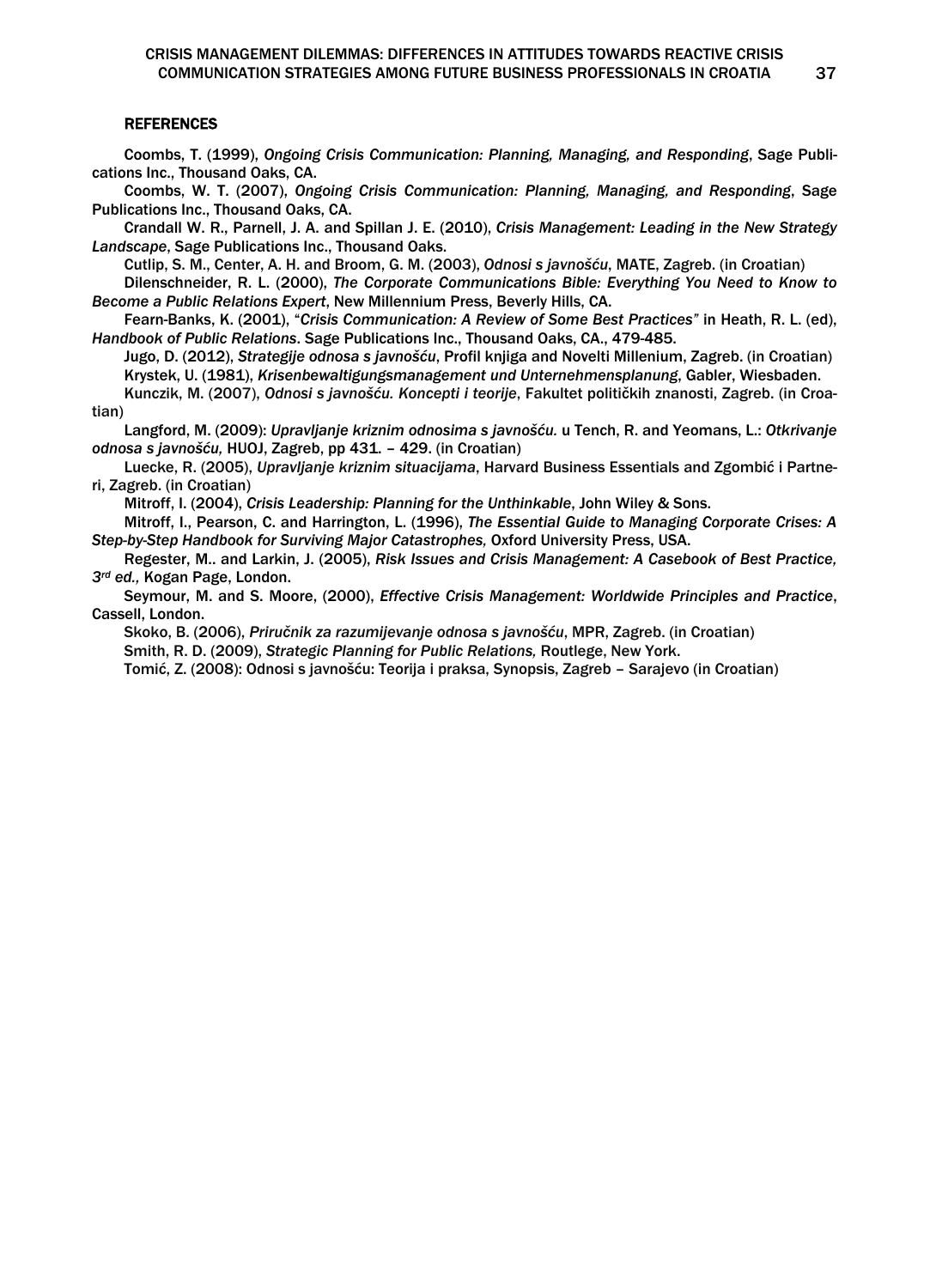## REFERENCES

Coombs, T. (1999), *Ongoing Crisis Communication: Planning, Managing, and Responding*, Sage Publications Inc., Thousand Oaks, CA.

Coombs, W. T. (2007), *Ongoing Crisis Communication: Planning, Managing, and Responding*, Sage Publications Inc., Thousand Oaks, CA.

Crandall W. R., Parnell, J. A. and Spillan J. E. (2010), *Crisis Management: Leading in the New Strategy Landscape*, Sage Publications Inc., Thousand Oaks.

Cutlip, S. M., Center, A. H. and Broom, G. M. (2003), *Odnosi s javnošću*, MATE, Zagreb. (in Croatian)

Dilenschneider, R. L. (2000), *The Corporate Communications Bible: Everything You Need to Know to Become a Public Relations Expert*, New Millennium Press, Beverly Hills, CA.

Fearn-Banks, K. (2001), "*Crisis Communication: A Review of Some Best Practices*" in Heath, R. L. (ed), *Handbook of Public Relations*. Sage Publications Inc., Thousand Oaks, CA., 479-485.

Jugo, D. (2012), *Strategije odnosa s javnošću*, Profil knjiga and Novelti Millenium, Zagreb. (in Croatian)

Krystek, U. (1981), *Krisenbewaltigungsmanagement und Unternehmensplanung*, Gabler, Wiesbaden.

Kunczik, M. (2007), *Odnosi s javnošću. Koncepti i teorije*, Fakultet političkih znanosti, Zagreb. (in Croatian)

Langford, M. (2009): *Upravljanje kriznim odnosima s javnošću.* u Tench, R. and Yeomans, L.: *Otkrivanje odnosa s javnošću,* HUOJ, Zagreb, pp 431. – 429. (in Croatian)

Luecke, R. (2005), *Upravljanje kriznim situacijama*, Harvard Business Essentials and Zgombić i Partneri, Zagreb. (in Croatian)

Mitroff, I. (2004), *Crisis Leadership: Planning for the Unthinkable*, John Wiley & Sons.

Mitroff, I., Pearson, C. and Harrington, L. (1996), *The Essential Guide to Managing Corporate Crises: A Step-by-Step Handbook for Surviving Major Catastrophes,* Oxford University Press, USA.

Regester, M.. and Larkin, J. (2005), *Risk Issues and Crisis Management: A Casebook of Best Practice, 3rd ed.,* Kogan Page, London.

Seymour, M. and S. Moore, (2000), *Effective Crisis Management: Worldwide Principles and Practice*, Cassell, London.

Skoko, B. (2006), *Priručnik za razumijevanje odnosa s javnošću*, MPR, Zagreb. (in Croatian)

Smith, R. D. (2009), *Strategic Planning for Public Relations,* Routlege, New York.

Tomić, Z. (2008): Odnosi s javnošću: Teorija i praksa, Synopsis, Zagreb – Sarajevo (in Croatian)